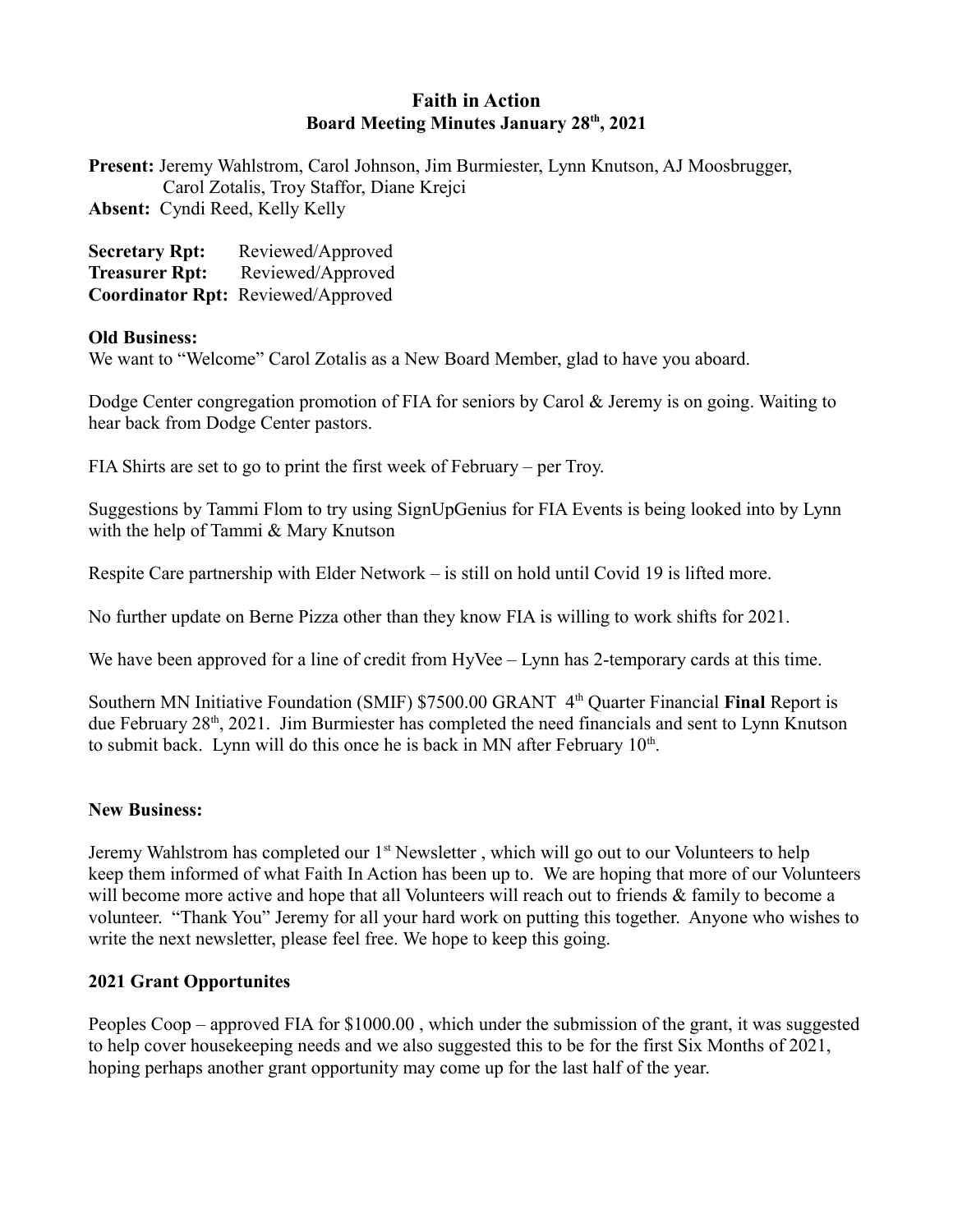# Faith in Action
## Board Meeting Minutes January 28th, 2021

**Present:** Jeremy Wahlstrom, Carol Johnson, Jim Burmiester, Lynn Knutson, AJ Moosbrugger, Carol Zotalis, Troy Staffor, Diane Krejci
**Absent:** Cyndi Reed, Kelly Kelly

**Secretary Rpt:** Reviewed/Approved
**Treasurer Rpt:** Reviewed/Approved
**Coordinator Rpt:** Reviewed/Approved

**Old Business:**

We want to "Welcome" Carol Zotalis as a New Board Member, glad to have you aboard.

Dodge Center congregation promotion of FIA for seniors by Carol & Jeremy is on going. Waiting to hear back from Dodge Center pastors.

FIA Shirts are set to go to print the first week of February – per Troy.

Suggestions by Tammi Flom to try using SignUpGenius for FIA Events is being looked into by Lynn with the help of Tammi & Mary Knutson

Respite Care partnership with Elder Network – is still on hold until Covid 19 is lifted more.

No further update on Berne Pizza other than they know FIA is willing to work shifts for 2021.

We have been approved for a line of credit from HyVee – Lynn has 2-temporary cards at this time.

Southern MN Initiative Foundation (SMIF) $7500.00 GRANT 4th Quarter Financial **Final** Report is due February 28th, 2021. Jim Burmiester has completed the need financials and sent to Lynn Knutson to submit back. Lynn will do this once he is back in MN after February 10th.

**New Business:**

Jeremy Wahlstrom has completed our 1st Newsletter , which will go out to our Volunteers to help keep them informed of what Faith In Action has been up to. We are hoping that more of our Volunteers will become more active and hope that all Volunteers will reach out to friends & family to become a volunteer. "Thank You" Jeremy for all your hard work on putting this together. Anyone who wishes to write the next newsletter, please feel free. We hope to keep this going.

**2021 Grant Opportunites**

Peoples Coop – approved FIA for $1000.00 , which under the submission of the grant, it was suggested to help cover housekeeping needs and we also suggested this to be for the first Six Months of 2021, hoping perhaps another grant opportunity may come up for the last half of the year.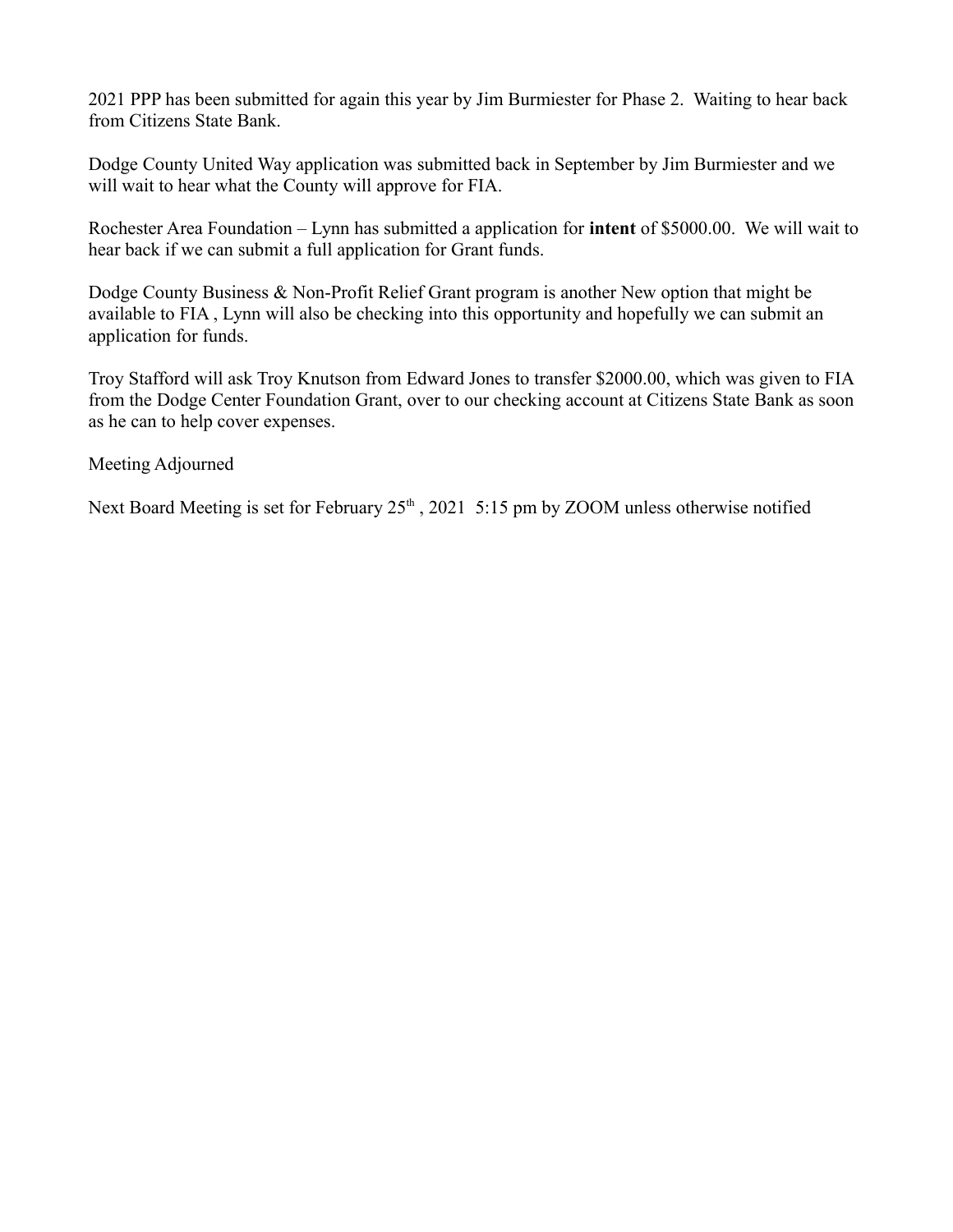2021 PPP has been submitted for again this year by Jim Burmiester for Phase 2. Waiting to hear back from Citizens State Bank.

Dodge County United Way application was submitted back in September by Jim Burmiester and we will wait to hear what the County will approve for FIA.

Rochester Area Foundation – Lynn has submitted a application for **intent** of $5000.00. We will wait to hear back if we can submit a full application for Grant funds.

Dodge County Business & Non-Profit Relief Grant program is another New option that might be available to FIA , Lynn will also be checking into this opportunity and hopefully we can submit an application for funds.

Troy Stafford will ask Troy Knutson from Edward Jones to transfer $2000.00, which was given to FIA from the Dodge Center Foundation Grant, over to our checking account at Citizens State Bank as soon as he can to help cover expenses.

Meeting Adjourned

Next Board Meeting is set for February 25th , 2021 5:15 pm by ZOOM unless otherwise notified